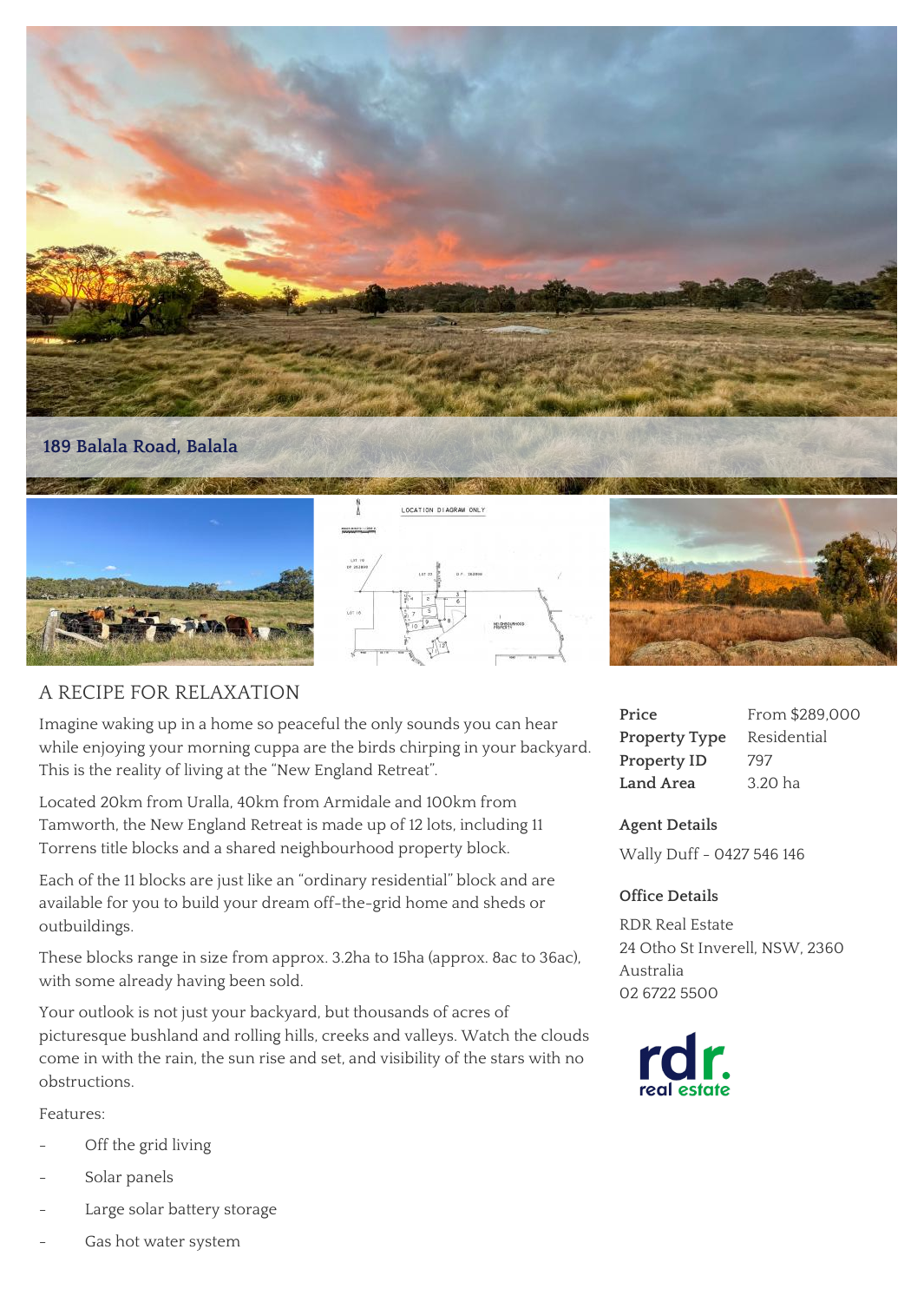## 189 Balala Road, Balala

# A RECIPE FOR RELAXATION

Imagine waking up in a home so peaceful the only sounds you can hear while enjoying your morning cuppa are the birds chirping in your backyard. This is the reality of living at the "New England Retreat".

Located 20km from Uralla, 40km from Armidale and 100km from Tamworth, the New England Retreat is made up of 12 lots, including 11 Torrens title blocks and a shared neighbourhood property block.

Each of the 11 blocks are just like an "ordinary residential" block and are available for you to build your dream off-the-grid home and sheds or outbuildings.

These blocks range in size from approx. 3.2ha to 15ha (approx. 8ac to 36ac), with some already having been sold.

Your outlook is not just your backyard, but thousands of acres of picturesque bushland and rolling hills, creeks and valleys. Watch the clouds come in with the rain, the sun rise and set, and visibility of the stars with no obstructions.

Features:

- Off the grid living
- Solar panels
- Large solar battery storage
- Gas hot water system

| | |
|---|---|
| **Price** | From $289,000 |
| **Property Type** | Residential |
| **Property ID** | 797 |
| **Land Area** | 3.20 ha |

**Agent Details**

Wally Duff - 0427 546 146

**Office Details**

RDR Real Estate
24 Otho St Inverell, NSW, 2360
Australia
02 6722 5500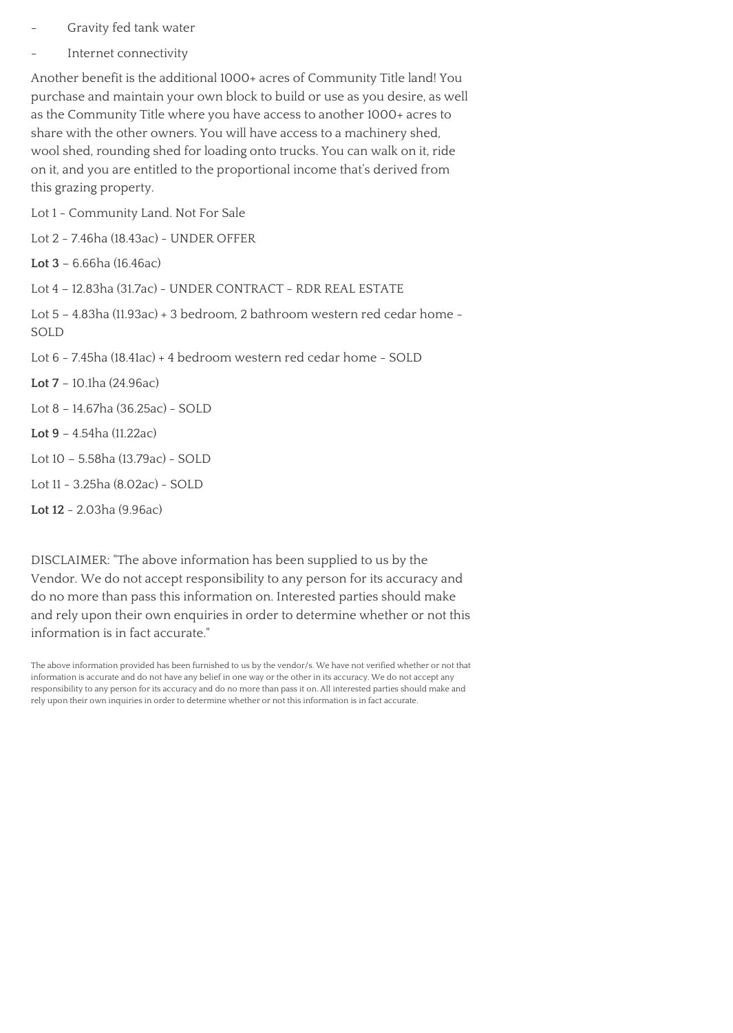- Gravity fed tank water
- Internet connectivity

Another benefit is the additional 1000+ acres of Community Title land! You purchase and maintain your own block to build or use as you desire, as well as the Community Title where you have access to another 1000+ acres to share with the other owners. You will have access to a machinery shed, wool shed, rounding shed for loading onto trucks. You can walk on it, ride on it, and you are entitled to the proportional income that's derived from this grazing property.

Lot 1 - Community Land. Not For Sale

Lot 2 - 7.46ha (18.43ac) - UNDER OFFER

**Lot 3** – 6.66ha (16.46ac)

Lot 4 – 12.83ha (31.7ac) - UNDER CONTRACT - RDR REAL ESTATE

Lot 5 – 4.83ha (11.93ac) + 3 bedroom, 2 bathroom western red cedar home - SOLD

Lot 6 - 7.45ha (18.41ac) + 4 bedroom western red cedar home - SOLD

**Lot 7** – 10.1ha (24.96ac)

Lot 8 – 14.67ha (36.25ac) - SOLD

**Lot 9** – 4.54ha (11.22ac)

Lot 10 – 5.58ha (13.79ac) - SOLD

Lot 11 - 3.25ha (8.02ac) - SOLD

**Lot 12** - 2.03ha (9.96ac)

DISCLAIMER: "The above information has been supplied to us by the Vendor. We do not accept responsibility to any person for its accuracy and do no more than pass this information on. Interested parties should make and rely upon their own enquiries in order to determine whether or not this information is in fact accurate."

The above information provided has been furnished to us by the vendor/s. We have not verified whether or not that information is accurate and do not have any belief in one way or the other in its accuracy. We do not accept any responsibility to any person for its accuracy and do no more than pass it on. All interested parties should make and rely upon their own inquiries in order to determine whether or not this information is in fact accurate.